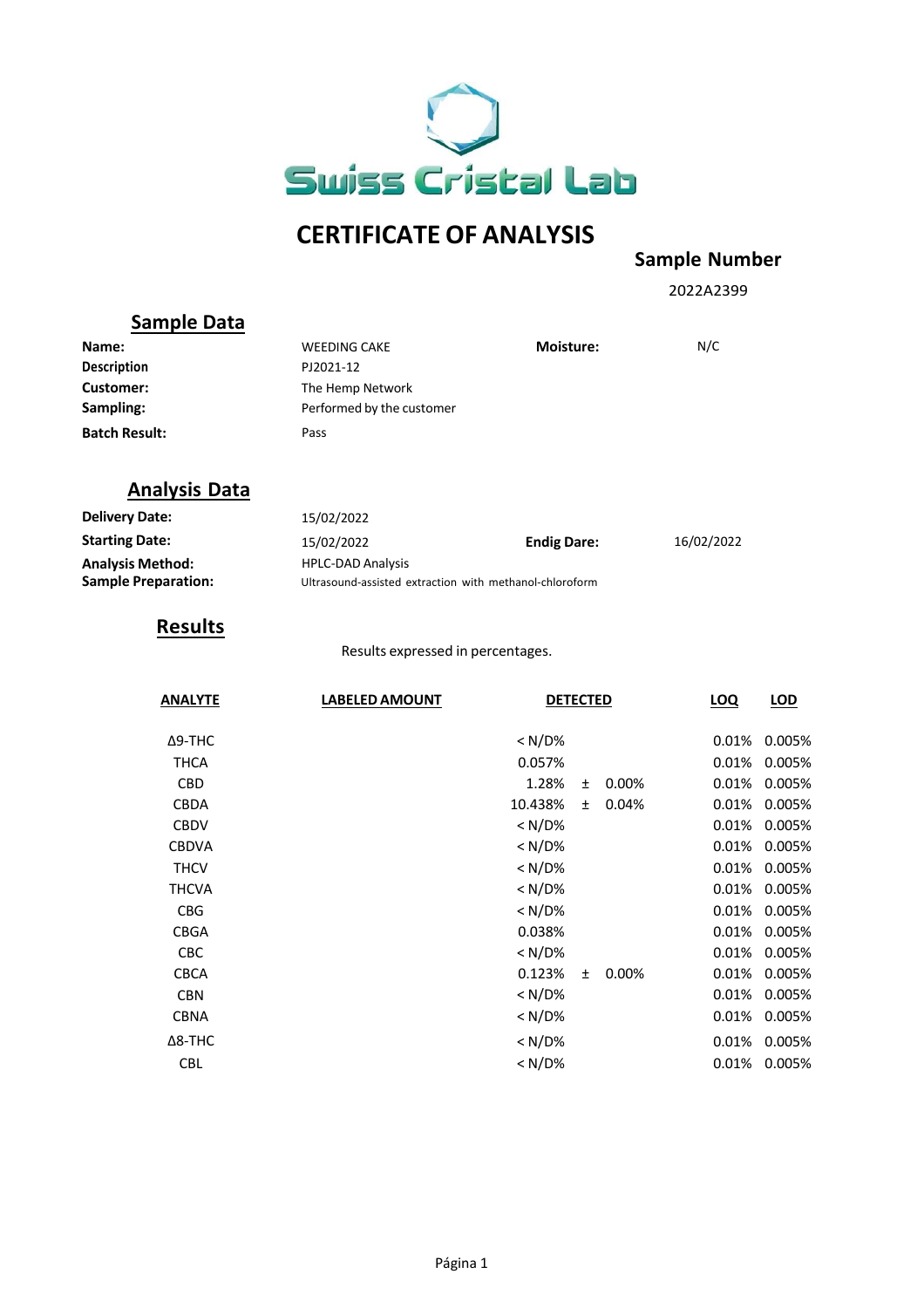Swiss Cristal Lab

# CERTIFICATE OF ANALYSIS

**Sample Number**

2022A2399

## Sample Data

| | | | |
|---|---|---|---|
| **Name:** | WEEDING CAKE | **Moisture:** | N/C |
| **Description** | PJ2021-12 | | |
| **Customer:** | The Hemp Network | | |
| **Sampling:** | Performed by the customer | | |
| **Batch Result:** | Pass | | |

## Analysis Data

| | | | |
|---|---|---|---|
| **Delivery Date:** | 15/02/2022 | | |
| **Starting Date:** | 15/02/2022 | **Endig Dare:** | 16/02/2022 |
| **Analysis Method:** | HPLC-DAD Analysis | | |
| **Sample Preparation:** | Ultrasound-assisted extraction with methanol-chloroform | | |

## Results

Results expressed in percentages.

| ANALYTE | LABELED AMOUNT | DETECTED | | LOQ | LOD |
|---|---|---|---|---|---|
| Δ9-THC | | < N/D% | | 0.01% | 0.005% |
| THCA | | 0.057% | | 0.01% | 0.005% |
| CBD | | 1.28% | ± 0.00% | 0.01% | 0.005% |
| CBDA | | 10.438% | ± 0.04% | 0.01% | 0.005% |
| CBDV | | < N/D% | | 0.01% | 0.005% |
| CBDVA | | < N/D% | | 0.01% | 0.005% |
| THCV | | < N/D% | | 0.01% | 0.005% |
| THCVA | | < N/D% | | 0.01% | 0.005% |
| CBG | | < N/D% | | 0.01% | 0.005% |
| CBGA | | 0.038% | | 0.01% | 0.005% |
| CBC | | < N/D% | | 0.01% | 0.005% |
| CBCA | | 0.123% | ± 0.00% | 0.01% | 0.005% |
| CBN | | < N/D% | | 0.01% | 0.005% |
| CBNA | | < N/D% | | 0.01% | 0.005% |
| Δ8-THC | | < N/D% | | 0.01% | 0.005% |
| CBL | | < N/D% | | 0.01% | 0.005% |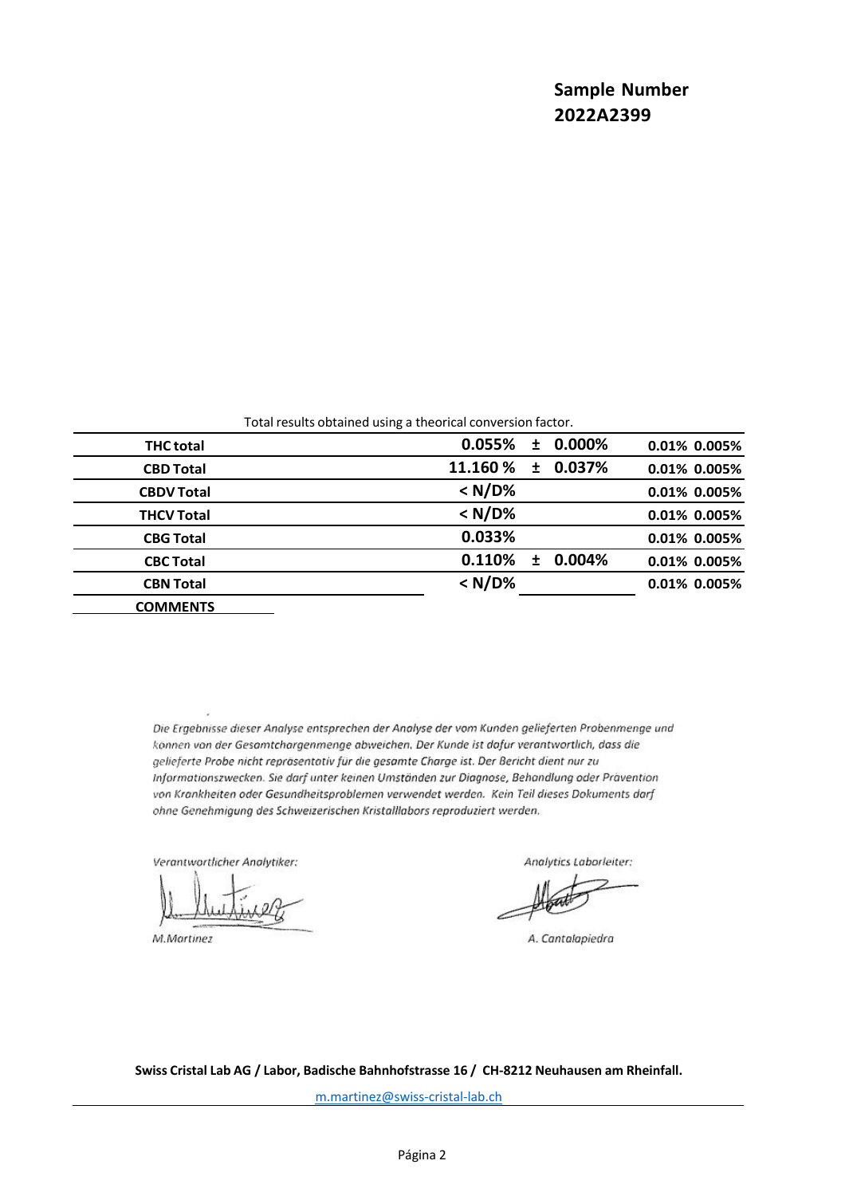**Sample Number**
**2022A2399**

Total results obtained using a theorical conversion factor.

| | | | | | |
|---|---|---|---|---|---|
| **THC total** | **0.055%** | **±** | **0.000%** | **0.01%** | **0.005%** |
| **CBD Total** | **11.160 %** | **±** | **0.037%** | **0.01%** | **0.005%** |
| **CBDV Total** | **< N/D%** | | | **0.01%** | **0.005%** |
| **THCV Total** | **< N/D%** | | | **0.01%** | **0.005%** |
| **CBG Total** | **0.033%** | | | **0.01%** | **0.005%** |
| **CBC Total** | **0.110%** | **±** | **0.004%** | **0.01%** | **0.005%** |
| **CBN Total** | **< N/D%** | | | **0.01%** | **0.005%** |

**COMMENTS**

*Die Ergebnisse dieser Analyse entsprechen der Analyse der vom Kunden gelieferten Probenmenge und können von der Gesamtchargenmenge abweichen. Der Kunde ist dafür verantwortlich, dass die gelieferte Probe nicht repräsentativ für die gesamte Charge ist. Der Bericht dient nur zu Informationszwecken. Sie darf unter keinen Umständen zur Diagnose, Behandlung oder Prävention von Krankheiten oder Gesundheitsproblemen verwendet werden. Kein Teil dieses Dokuments darf ohne Genehmigung des Schweizerischen Kristalllabors reproduziert werden.*

*Verantwortlicher Analytiker:*

*M.Martinez*

*Analytics Laborleiter:*

*A. Cantalapiedra*

**Swiss Cristal Lab AG / Labor, Badische Bahnhofstrasse 16 / CH-8212 Neuhausen am Rheinfall.**

m.martinez@swiss-cristal-lab.ch